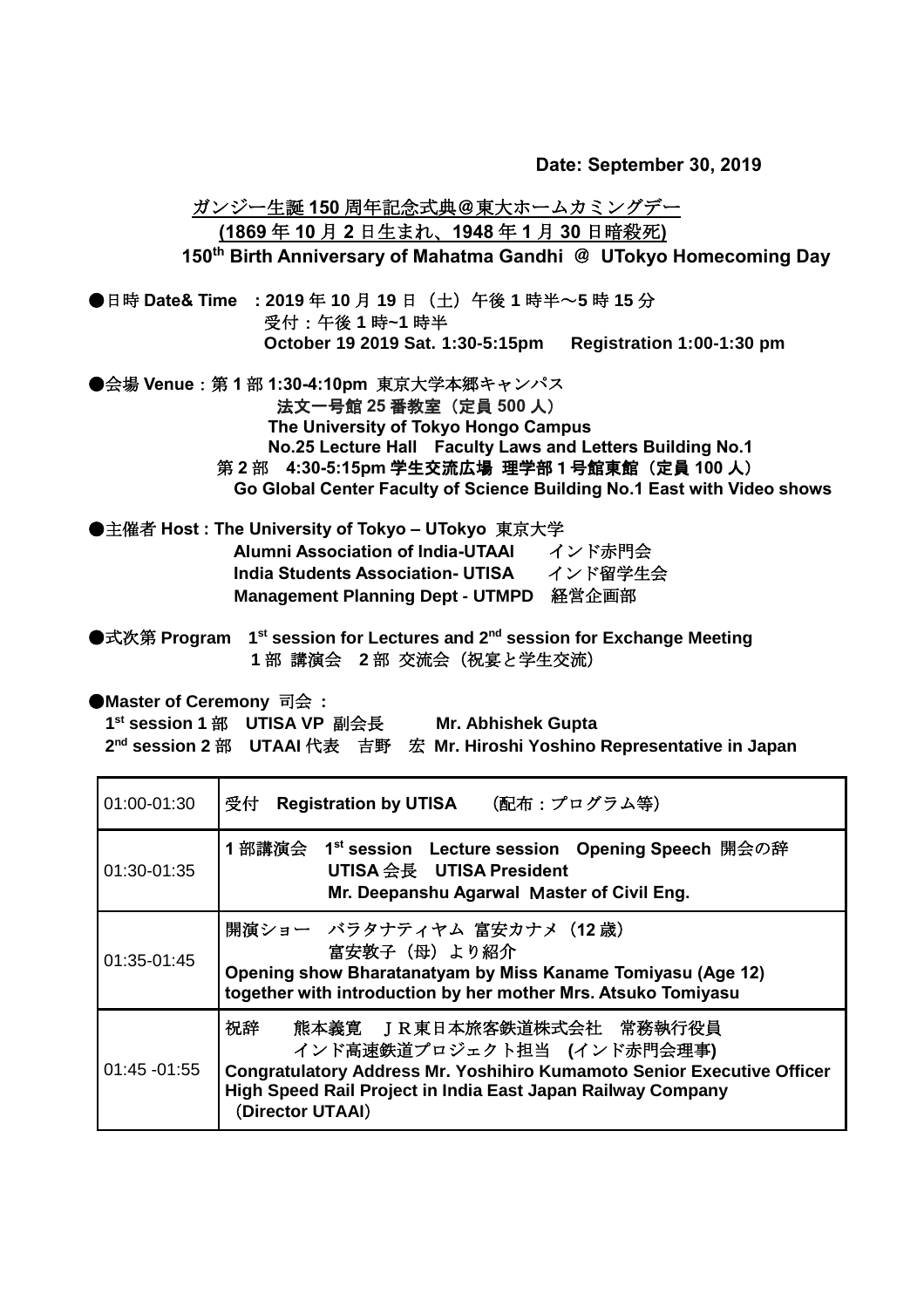**Date: September 30, 2019**

## ガンジー生誕 150 周年記念式典＠東大ホームカミングデー

## (1869 年 10 月 2 日生まれ、1948 年 1 月 30 日暗殺死)

## 150th Birth Anniversary of Mahatma Gandhi ＠ UTokyo Homecoming Day

●日時 **Date& Time　: 2019 年 10 月 19 日（土）午後 1 時半～5 時 15 分**
受付：午後 1 時~1 時半
**October 19 2019 Sat. 1:30-5:15pm　　Registration 1:00-1:30 pm**

●会場 **Venue**：第 1 部 **1:30-4:10pm** 東京大学本郷キャンパス
**法文一号館 25 番教室（定員 500 人）**
**The University of Tokyo Hongo Campus**
**No.25 Lecture Hall　Faculty Laws and Letters Building No.1**
第 2 部　**4:30-5:15pm 学生交流広場 理学部 1 号館東館（定員 100 人）**
**Go Global Center Faculty of Science Building No.1 East with Video shows**

●主催者 **Host : The University of Tokyo – UTokyo** 東京大学
**Alumni Association of India-UTAAI**　　インド赤門会
**India Students Association- UTISA**　　インド留学生会
**Management Planning Dept - UTMPD**　経営企画部

●式次第 **Program　1st session for Lectures and 2nd session for Exchange Meeting**
**1** 部 講演会　**2** 部 交流会（祝宴と学生交流）

●**Master of Ceremony** 司会 **:**
**1st session 1** 部　**UTISA VP** 副会長　　**Mr. Abhishek Gupta**
**2nd session 2** 部　**UTAAI** 代表　吉野　宏 **Mr. Hiroshi Yoshino Representative in Japan**

| | |
|---|---|
| 01:00-01:30 | 受付　**Registration by UTISA**　（配布：プログラム等） |
| 01:30-01:35 | **1** 部講演会　**1st session　Lecture session　Opening Speech** 開会の辞<br>**UTISA** 会長　**UTISA President**<br>**Mr. Deepanshu Agarwal Master of Civil Eng.** |
| 01:35-01:45 | 開演ショー　バラタナティヤム 富安カナメ（**12** 歳）<br>富安敦子（母）より紹介<br>**Opening show Bharatanatyam by Miss Kaname Tomiyasu (Age 12) together with introduction by her mother Mrs. Atsuko Tomiyasu** |
| 01:45 -01:55 | 祝辞　　熊本義寛　ＪＲ東日本旅客鉄道株式会社　常務執行役員<br>インド高速鉄道プロジェクト担当　(インド赤門会理事)<br>**Congratulatory Address Mr. Yoshihiro Kumamoto Senior Executive Officer High Speed Rail Project in India East Japan Railway Company**<br>（**Director UTAAI**） |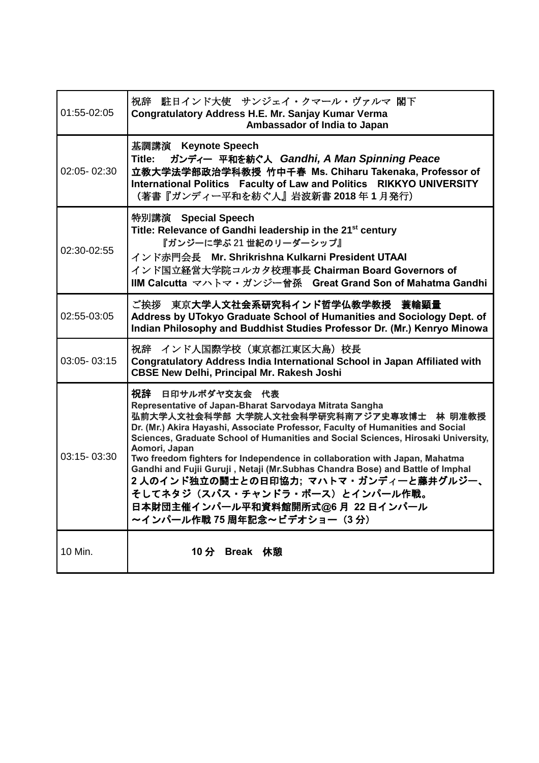| | |
|---|---|
| 01:55-02:05 | 祝辞　駐日インド大使　サンジェイ・クマール・ヴァルマ 閣下<br>**Congratulatory Address H.E. Mr. Sanjay Kumar Verma**<br>**Ambassador of India to Japan** |
| 02:05- 02:30 | 基調講演　**Keynote Speech**<br>**Title:　ガンディー 平和を紡ぐ人** ***Gandhi, A Man Spinning Peace***<br>**立教大学法学部政治学科教授 竹中千春 Ms. Chiharu Takenaka, Professor of International Politics　Faculty of Law and Politics　RIKKYO UNIVERSITY**<br>（著書『ガンディー平和を紡ぐ人』岩波新書 **2018** 年 **1** 月発行） |
| 02:30-02:55 | 特別講演　**Special Speech**<br>**Title: Relevance of Gandhi leadership in the 21st century**<br>『ガンジーに学ぶ 21 世紀のリーダーシップ』<br>インド赤門会長　**Mr. Shrikrishna Kulkarni President UTAAI**<br>インド国立経営大学院コルカタ校理事長 **Chairman Board Governors of IIM Calcutta** マハトマ・ガンジー曾孫　**Great Grand Son of Mahatma Gandhi** |
| 02:55-03:05 | ご挨拶　東京**大学人文社会系研究科インド哲学仏教学教授　蓑輪顕量**<br>**Address by UTokyo Graduate School of Humanities and Sociology Dept. of Indian Philosophy and Buddhist Studies Professor Dr. (Mr.) Kenryo Minowa** |
| 03:05- 03:15 | 祝辞　インド人国際学校（東京都江東区大島）校長<br>**Congratulatory Address India International School in Japan Affiliated with CBSE New Delhi, Principal Mr. Rakesh Joshi** |
| 03:15- 03:30 | **祝辞　日印サルボダヤ交友会　代表**<br>**Representative of Japan-Bharat Sarvodaya Mitrata Sangha**<br>**弘前大学人文社会科学部 大学院人文社会科学研究科南アジア史専攻博士　林 明准教授**<br>**Dr. (Mr.) Akira Hayashi, Associate Professor, Faculty of Humanities and Social Sciences, Graduate School of Humanities and Social Sciences, Hirosaki University, Aomori, Japan**<br>**Two freedom fighters for Independence in collaboration with Japan, Mahatma Gandhi and Fujii Guruji , Netaji (Mr.Subhas Chandra Bose) and Battle of Imphal**<br>**2 人のインド独立の闘士との日印協力; マハトマ・ガンディーと藤井グルジー、そしてネタジ（スバス・チャンドラ・ボース）とインパール作戦。**<br>**日本財団主催インパール平和資料館開所式@6 月 22 日インパール**<br>**～インパール作戦 75 周年記念～ビデオショー（3 分）** |
| 10 Min. | **10 分　Break　休憩** |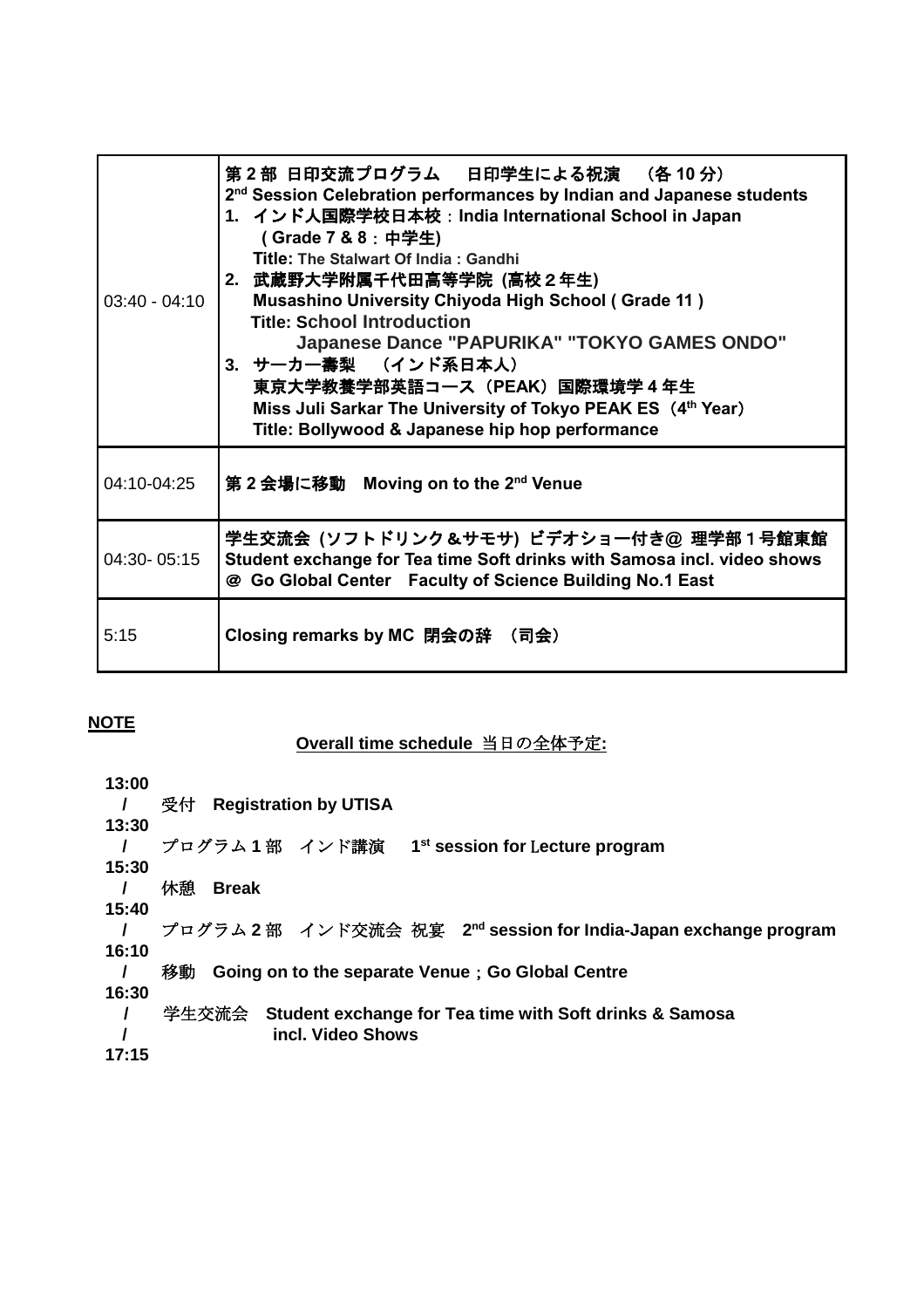| | |
|---|---|
| 03:40 - 04:10 | **第 2 部 日印交流プログラム　日印学生による祝演　（各 10 分）**<br>**2nd Session Celebration performances by Indian and Japanese students**<br>**1. インド人国際学校日本校：India International School in Japan**<br>**( Grade 7 & 8：中学生)**<br>**Title:** The Stalwart Of India : Gandhi<br>**2. 武蔵野大学附属千代田高等学院 (高校２年生)**<br>**Musashino University Chiyoda High School ( Grade 11 )**<br>**Title: School Introduction**<br>**Japanese Dance "PAPURIKA" "TOKYO GAMES ONDO"**<br>**3. サーカー壽梨　（インド系日本人）**<br>**東京大学教養学部英語コース（PEAK）国際環境学 4 年生**<br>**Miss Juli Sarkar The University of Tokyo PEAK ES（4th Year）**<br>**Title: Bollywood & Japanese hip hop performance** |
| 04:10-04:25 | **第 2 会場に移動　Moving on to the 2nd Venue** |
| 04:30- 05:15 | **学生交流会 (ソフトドリンク＆サモサ) ビデオショー付き@ 理学部１号館東館**<br>**Student exchange for Tea time Soft drinks with Samosa incl. video shows @ Go Global Center　Faculty of Science Building No.1 East** |
| 5:15 | **Closing remarks by MC 閉会の辞　（司会）** |

**NOTE**

**Overall time schedule 当日の全体予定:**

**13:00**
**/**　受付　**Registration by UTISA**
**13:30**
**/**　プログラム **1** 部　インド講演　**1st session for Lecture program**
**15:30**
**/**　休憩　**Break**
**15:40**
**/**　プログラム **2** 部　インド交流会 祝宴　**2nd session for India-Japan exchange program**
**16:10**
**/**　移動　**Going on to the separate Venue；Go Global Centre**
**16:30**
**/**　学生交流会　**Student exchange for Tea time with Soft drinks & Samosa**
**/**　**incl. Video Shows**
**17:15**